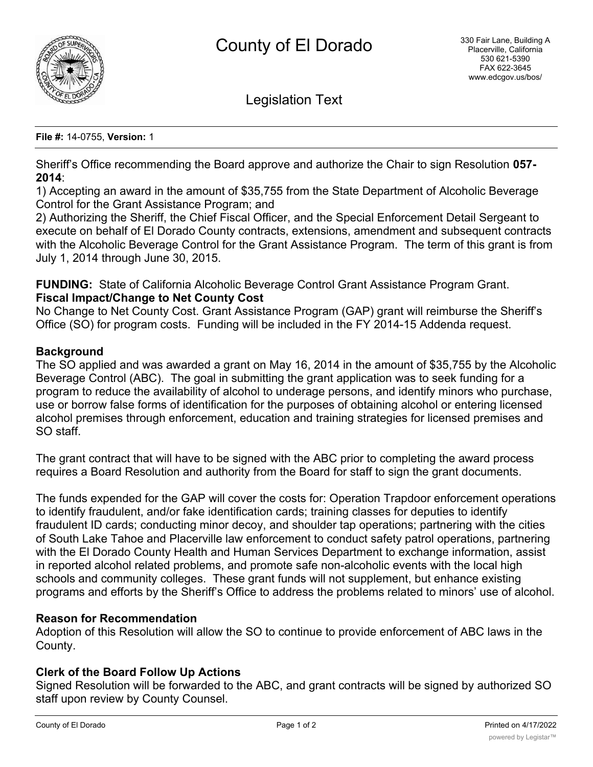# County of El Dorado

330 Fair Lane, Building A
Placerville, California
530 621-5390
FAX 622-3645
www.edcgov.us/bos/

## Legislation Text

**File #:** 14-0755, **Version:** 1

Sheriff's Office recommending the Board approve and authorize the Chair to sign Resolution **057-2014**:

1) Accepting an award in the amount of $35,755 from the State Department of Alcoholic Beverage Control for the Grant Assistance Program; and

2) Authorizing the Sheriff, the Chief Fiscal Officer, and the Special Enforcement Detail Sergeant to execute on behalf of El Dorado County contracts, extensions, amendment and subsequent contracts with the Alcoholic Beverage Control for the Grant Assistance Program. The term of this grant is from July 1, 2014 through June 30, 2015.

**FUNDING:** State of California Alcoholic Beverage Control Grant Assistance Program Grant.

**Fiscal Impact/Change to Net County Cost**

No Change to Net County Cost. Grant Assistance Program (GAP) grant will reimburse the Sheriff's Office (SO) for program costs. Funding will be included in the FY 2014-15 Addenda request.

**Background**

The SO applied and was awarded a grant on May 16, 2014 in the amount of $35,755 by the Alcoholic Beverage Control (ABC). The goal in submitting the grant application was to seek funding for a program to reduce the availability of alcohol to underage persons, and identify minors who purchase, use or borrow false forms of identification for the purposes of obtaining alcohol or entering licensed alcohol premises through enforcement, education and training strategies for licensed premises and SO staff.

The grant contract that will have to be signed with the ABC prior to completing the award process requires a Board Resolution and authority from the Board for staff to sign the grant documents.

The funds expended for the GAP will cover the costs for: Operation Trapdoor enforcement operations to identify fraudulent, and/or fake identification cards; training classes for deputies to identify fraudulent ID cards; conducting minor decoy, and shoulder tap operations; partnering with the cities of South Lake Tahoe and Placerville law enforcement to conduct safety patrol operations, partnering with the El Dorado County Health and Human Services Department to exchange information, assist in reported alcohol related problems, and promote safe non-alcoholic events with the local high schools and community colleges. These grant funds will not supplement, but enhance existing programs and efforts by the Sheriff's Office to address the problems related to minors' use of alcohol.

**Reason for Recommendation**

Adoption of this Resolution will allow the SO to continue to provide enforcement of ABC laws in the County.

**Clerk of the Board Follow Up Actions**

Signed Resolution will be forwarded to the ABC, and grant contracts will be signed by authorized SO staff upon review by County Counsel.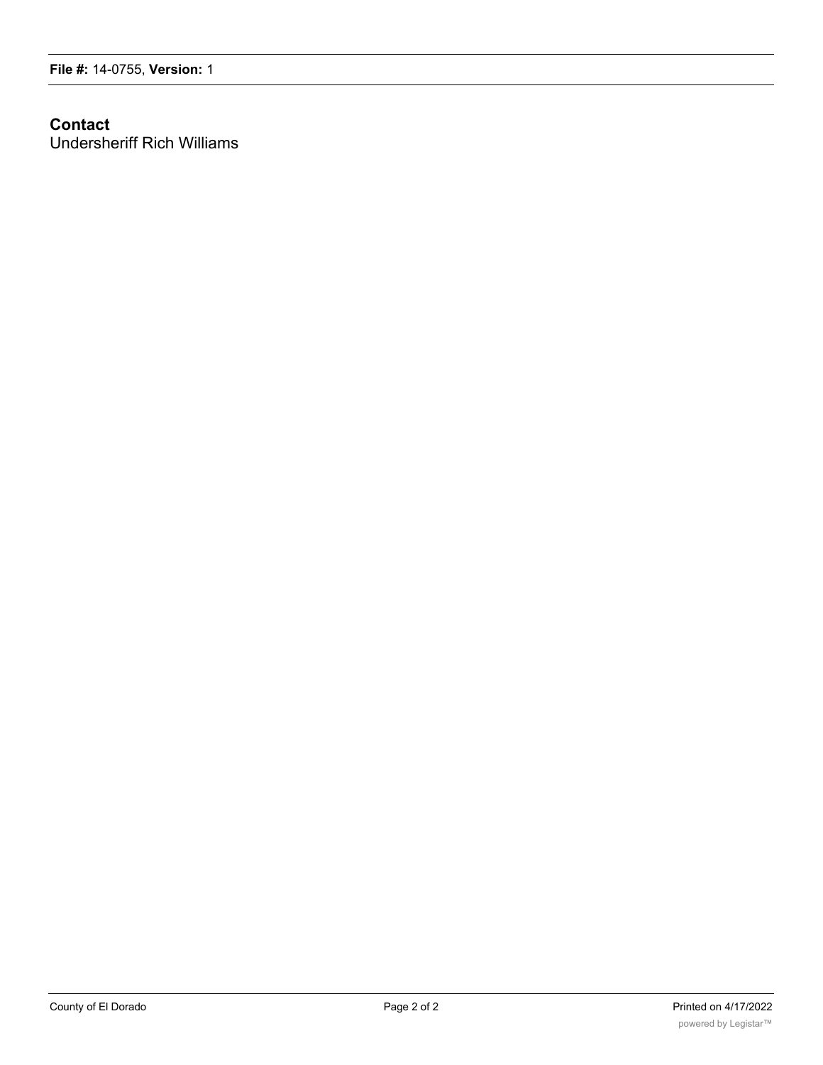**File #:** 14-0755, **Version:** 1

**Contact**
Undersheriff Rich Williams